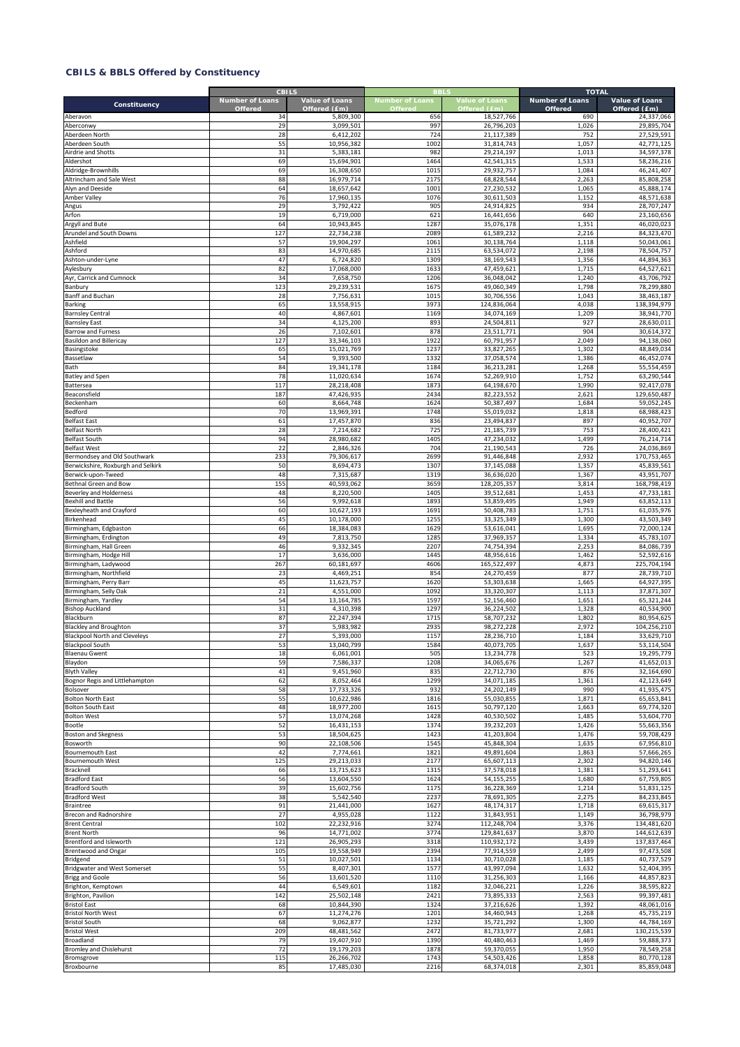## CBILS & BBLS Offered by Constituency

| Constituency | CBILS | | BBLS | | TOTAL | |
|---|---|---|---|---|---|---|
| | Number of Loans Offered | Value of Loans Offered (£m) | Number of Loans Offered | Value of Loans Offered (£m) | Number of Loans Offered | Value of Loans Offered (£m) |
| Aberavon | 34 | 5,809,300 | 656 | 18,527,766 | 690 | 24,337,066 |
| Aberconwy | 29 | 3,099,501 | 997 | 26,796,203 | 1,026 | 29,895,704 |
| Aberdeen North | 28 | 6,412,202 | 724 | 21,117,389 | 752 | 27,529,591 |
| Aberdeen South | 55 | 10,956,382 | 1002 | 31,814,743 | 1,057 | 42,771,125 |
| Airdrie and Shotts | 31 | 5,383,181 | 982 | 29,214,197 | 1,013 | 34,597,378 |
| Aldershot | 69 | 15,694,901 | 1464 | 42,541,315 | 1,533 | 58,236,216 |
| Aldridge-Brownhills | 69 | 16,308,650 | 1015 | 29,932,757 | 1,084 | 46,241,407 |
| Altrincham and Sale West | 88 | 16,979,714 | 2175 | 68,828,544 | 2,263 | 85,808,258 |
| Alyn and Deeside | 64 | 18,657,642 | 1001 | 27,230,532 | 1,065 | 45,888,174 |
| Amber Valley | 76 | 17,960,135 | 1076 | 30,611,503 | 1,152 | 48,571,638 |
| Angus | 29 | 3,792,422 | 905 | 24,914,825 | 934 | 28,707,247 |
| Arfon | 19 | 6,719,000 | 621 | 16,441,656 | 640 | 23,160,656 |
| Argyll and Bute | 64 | 10,943,845 | 1287 | 35,076,178 | 1,351 | 46,020,023 |
| Arundel and South Downs | 127 | 22,734,238 | 2089 | 61,589,232 | 2,216 | 84,323,470 |
| Ashfield | 57 | 19,904,297 | 1061 | 30,138,764 | 1,118 | 50,043,061 |
| Ashford | 83 | 14,970,685 | 2115 | 63,534,072 | 2,198 | 78,504,757 |
| Ashton-under-Lyne | 47 | 6,724,820 | 1309 | 38,169,543 | 1,356 | 44,894,363 |
| Aylesbury | 82 | 17,068,000 | 1633 | 47,459,621 | 1,715 | 64,527,621 |
| Ayr, Carrick and Cumnock | 34 | 7,658,750 | 1206 | 36,048,042 | 1,240 | 43,706,792 |
| Banbury | 123 | 29,239,531 | 1675 | 49,060,349 | 1,798 | 78,299,880 |
| Banff and Buchan | 28 | 7,756,631 | 1015 | 30,706,556 | 1,043 | 38,463,187 |
| Barking | 65 | 13,558,915 | 3973 | 124,836,064 | 4,038 | 138,394,979 |
| Barnsley Central | 40 | 4,867,601 | 1169 | 34,074,169 | 1,209 | 38,941,770 |
| Barnsley East | 34 | 4,125,200 | 893 | 24,504,811 | 927 | 28,630,011 |
| Barrow and Furness | 26 | 7,102,601 | 878 | 23,511,771 | 904 | 30,614,372 |
| Basildon and Billericay | 127 | 33,346,103 | 1922 | 60,791,957 | 2,049 | 94,138,060 |
| Basingstoke | 65 | 15,021,769 | 1237 | 33,827,265 | 1,302 | 48,849,034 |
| Bassetlaw | 54 | 9,393,500 | 1332 | 37,058,574 | 1,386 | 46,452,074 |
| Bath | 84 | 19,341,178 | 1184 | 36,213,281 | 1,268 | 55,554,459 |
| Batley and Spen | 78 | 11,020,634 | 1674 | 52,269,910 | 1,752 | 63,290,544 |
| Battersea | 117 | 28,218,408 | 1873 | 64,198,670 | 1,990 | 92,417,078 |
| Beaconsfield | 187 | 47,426,935 | 2434 | 82,223,552 | 2,621 | 129,650,487 |
| Beckenham | 60 | 8,664,748 | 1624 | 50,387,497 | 1,684 | 59,052,245 |
| Bedford | 70 | 13,969,391 | 1748 | 55,019,032 | 1,818 | 68,988,423 |
| Belfast East | 61 | 17,457,870 | 836 | 23,494,837 | 897 | 40,952,707 |
| Belfast North | 28 | 7,214,682 | 725 | 21,185,739 | 753 | 28,400,421 |
| Belfast South | 94 | 28,980,682 | 1405 | 47,234,032 | 1,499 | 76,214,714 |
| Belfast West | 22 | 2,846,326 | 704 | 21,190,543 | 726 | 24,036,869 |
| Bermondsey and Old Southwark | 233 | 79,306,617 | 2699 | 91,446,848 | 2,932 | 170,753,465 |
| Berwickshire, Roxburgh and Selkirk | 50 | 8,694,473 | 1307 | 37,145,088 | 1,357 | 45,839,561 |
| Berwick-upon-Tweed | 48 | 7,315,687 | 1319 | 36,636,020 | 1,367 | 43,951,707 |
| Bethnal Green and Bow | 155 | 40,593,062 | 3659 | 128,205,357 | 3,814 | 168,798,419 |
| Beverley and Holderness | 48 | 8,220,500 | 1405 | 39,512,681 | 1,453 | 47,733,181 |
| Bexhill and Battle | 56 | 9,992,618 | 1893 | 53,859,495 | 1,949 | 63,852,113 |
| Bexleyheath and Crayford | 60 | 10,627,193 | 1691 | 50,408,783 | 1,751 | 61,035,976 |
| Birkenhead | 45 | 10,178,000 | 1255 | 33,325,349 | 1,300 | 43,503,349 |
| Birmingham, Edgbaston | 66 | 18,384,083 | 1629 | 53,616,041 | 1,695 | 72,000,124 |
| Birmingham, Erdington | 49 | 7,813,750 | 1285 | 37,969,357 | 1,334 | 45,783,107 |
| Birmingham, Hall Green | 46 | 9,332,345 | 2207 | 74,754,394 | 2,253 | 84,086,739 |
| Birmingham, Hodge Hill | 17 | 3,636,000 | 1445 | 48,956,616 | 1,462 | 52,592,616 |
| Birmingham, Ladywood | 267 | 60,181,697 | 4606 | 165,522,497 | 4,873 | 225,704,194 |
| Birmingham, Northfield | 23 | 4,469,251 | 854 | 24,270,459 | 877 | 28,739,710 |
| Birmingham, Perry Barr | 45 | 11,623,757 | 1620 | 53,303,638 | 1,665 | 64,927,395 |
| Birmingham, Selly Oak | 21 | 4,551,000 | 1092 | 33,320,307 | 1,113 | 37,871,307 |
| Birmingham, Yardley | 54 | 13,164,785 | 1597 | 52,156,460 | 1,651 | 65,321,244 |
| Bishop Auckland | 31 | 4,310,398 | 1297 | 36,224,502 | 1,328 | 40,534,900 |
| Blackburn | 87 | 22,247,394 | 1715 | 58,707,232 | 1,802 | 80,954,625 |
| Blackley and Broughton | 37 | 5,983,982 | 2935 | 98,272,228 | 2,972 | 104,256,210 |
| Blackpool North and Cleveleys | 27 | 5,393,000 | 1157 | 28,236,710 | 1,184 | 33,629,710 |
| Blackpool South | 53 | 13,040,799 | 1584 | 40,073,705 | 1,637 | 53,114,504 |
| Blaenau Gwent | 18 | 6,061,001 | 505 | 13,234,778 | 523 | 19,295,779 |
| Blaydon | 59 | 7,586,337 | 1208 | 34,065,676 | 1,267 | 41,652,013 |
| Blyth Valley | 41 | 9,451,960 | 835 | 22,712,730 | 876 | 32,164,690 |
| Bognor Regis and Littlehampton | 62 | 8,052,464 | 1299 | 34,071,185 | 1,361 | 42,123,649 |
| Bolsover | 58 | 17,733,326 | 932 | 24,202,149 | 990 | 41,935,475 |
| Bolton North East | 55 | 10,622,986 | 1816 | 55,030,855 | 1,871 | 65,653,841 |
| Bolton South East | 48 | 18,977,200 | 1615 | 50,797,120 | 1,663 | 69,774,320 |
| Bolton West | 57 | 13,074,268 | 1428 | 40,530,502 | 1,485 | 53,604,770 |
| Bootle | 52 | 16,431,153 | 1374 | 39,232,203 | 1,426 | 55,663,356 |
| Boston and Skegness | 53 | 18,504,625 | 1423 | 41,203,804 | 1,476 | 59,708,429 |
| Bosworth | 90 | 22,108,506 | 1545 | 45,848,304 | 1,635 | 67,956,810 |
| Bournemouth East | 42 | 7,774,661 | 1821 | 49,891,604 | 1,863 | 57,666,265 |
| Bournemouth West | 125 | 29,213,033 | 2177 | 65,607,113 | 2,302 | 94,820,146 |
| Bracknell | 66 | 13,715,623 | 1315 | 37,578,018 | 1,381 | 51,293,641 |
| Bradford East | 56 | 13,604,550 | 1624 | 54,155,255 | 1,680 | 67,759,805 |
| Bradford South | 39 | 15,602,756 | 1175 | 36,228,369 | 1,214 | 51,831,125 |
| Bradford West | 38 | 5,542,540 | 2237 | 78,691,305 | 2,275 | 84,233,845 |
| Braintree | 91 | 21,441,000 | 1627 | 48,174,317 | 1,718 | 69,615,317 |
| Brecon and Radnorshire | 27 | 4,955,028 | 1122 | 31,843,951 | 1,149 | 36,798,979 |
| Brent Central | 102 | 22,232,916 | 3274 | 112,248,704 | 3,376 | 134,481,620 |
| Brent North | 96 | 14,771,002 | 3774 | 129,841,637 | 3,870 | 144,612,639 |
| Brentford and Isleworth | 121 | 26,905,293 | 3318 | 110,932,172 | 3,439 | 137,837,464 |
| Brentwood and Ongar | 105 | 19,558,949 | 2394 | 77,914,559 | 2,499 | 97,473,508 |
| Bridgend | 51 | 10,027,501 | 1134 | 30,710,028 | 1,185 | 40,737,529 |
| Bridgwater and West Somerset | 55 | 8,407,301 | 1577 | 43,997,094 | 1,632 | 52,404,395 |
| Brigg and Goole | 56 | 13,601,520 | 1110 | 31,256,303 | 1,166 | 44,857,823 |
| Brighton, Kemptown | 44 | 6,549,601 | 1182 | 32,046,221 | 1,226 | 38,595,822 |
| Brighton, Pavilion | 142 | 25,502,148 | 2421 | 73,895,333 | 2,563 | 99,397,481 |
| Bristol East | 68 | 10,844,390 | 1324 | 37,216,626 | 1,392 | 48,061,016 |
| Bristol North West | 67 | 11,274,276 | 1201 | 34,460,943 | 1,268 | 45,735,219 |
| Bristol South | 68 | 9,062,877 | 1232 | 35,721,292 | 1,300 | 44,784,169 |
| Bristol West | 209 | 48,481,562 | 2472 | 81,733,977 | 2,681 | 130,215,539 |
| Broadland | 79 | 19,407,910 | 1390 | 40,480,463 | 1,469 | 59,888,373 |
| Bromley and Chislehurst | 72 | 19,179,203 | 1878 | 59,370,055 | 1,950 | 78,549,258 |
| Bromsgrove | 115 | 26,266,702 | 1743 | 54,503,426 | 1,858 | 80,770,128 |
| Broxbourne | 85 | 17,485,030 | 2216 | 68,374,018 | 2,301 | 85,859,048 |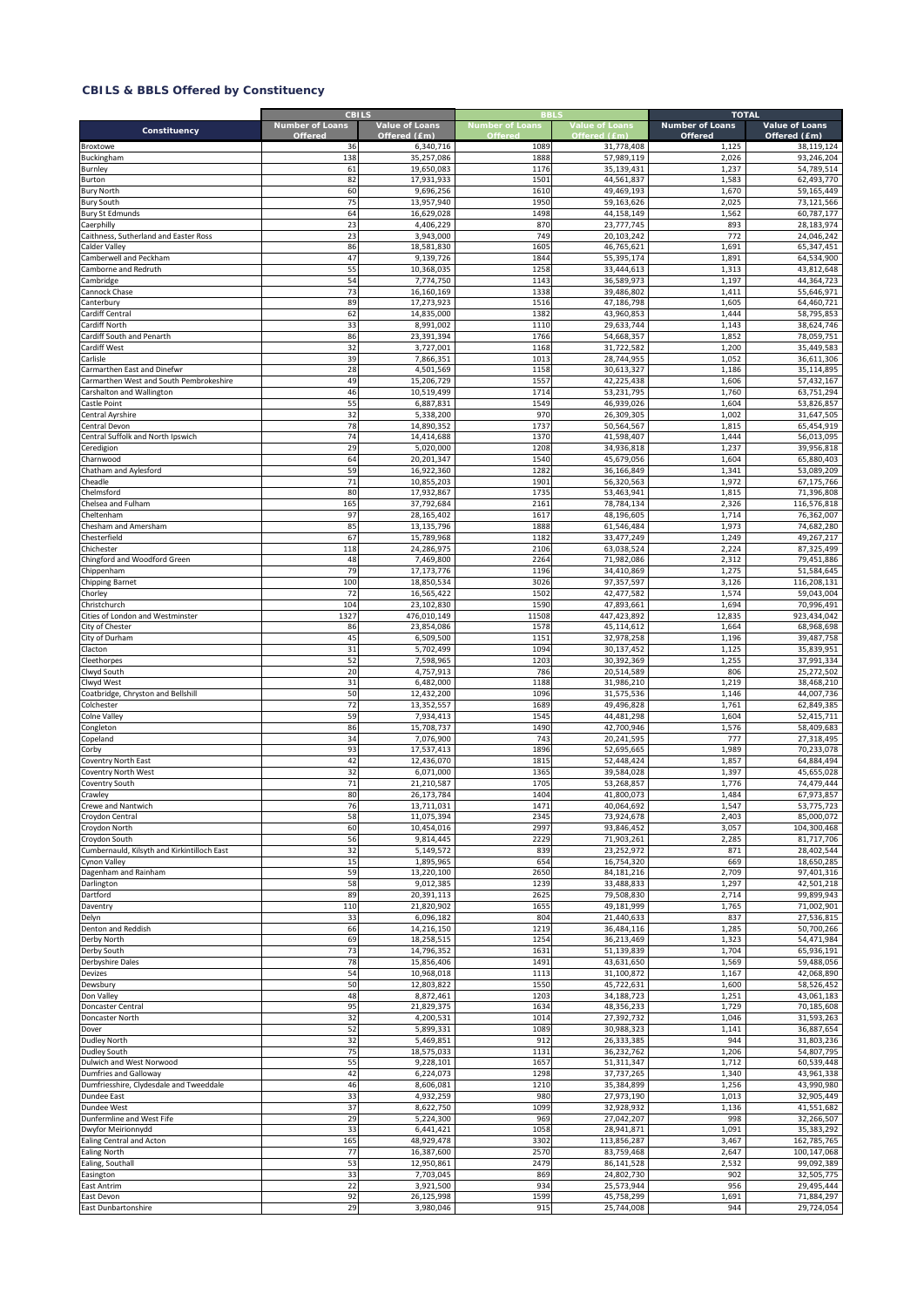## CBILS & BBLS Offered by Constituency

| Constituency | CBILS | | BBLS | | TOTAL | |
|---|---|---|---|---|---|---|
| | Number of Loans Offered | Value of Loans Offered (£m) | Number of Loans Offered | Value of Loans Offered (£m) | Number of Loans Offered | Value of Loans Offered (£m) |
| Broxtowe | 36 | 6,340,716 | 1089 | 31,778,408 | 1,125 | 38,119,124 |
| Buckingham | 138 | 35,257,086 | 1888 | 57,989,119 | 2,026 | 93,246,204 |
| Burnley | 61 | 19,650,083 | 1176 | 35,139,431 | 1,237 | 54,789,514 |
| Burton | 82 | 17,931,933 | 1501 | 44,561,837 | 1,583 | 62,493,770 |
| Bury North | 60 | 9,696,256 | 1610 | 49,469,193 | 1,670 | 59,165,449 |
| Bury South | 75 | 13,957,940 | 1950 | 59,163,626 | 2,025 | 73,121,566 |
| Bury St Edmunds | 64 | 16,629,028 | 1498 | 44,158,149 | 1,562 | 60,787,177 |
| Caerphilly | 23 | 4,406,229 | 870 | 23,777,745 | 893 | 28,183,974 |
| Caithness, Sutherland and Easter Ross | 23 | 3,943,000 | 749 | 20,103,242 | 772 | 24,046,242 |
| Calder Valley | 86 | 18,581,830 | 1605 | 46,765,621 | 1,691 | 65,347,451 |
| Camberwell and Peckham | 47 | 9,139,726 | 1844 | 55,395,174 | 1,891 | 64,534,900 |
| Camborne and Redruth | 55 | 10,368,035 | 1258 | 33,444,613 | 1,313 | 43,812,648 |
| Cambridge | 54 | 7,774,750 | 1143 | 36,589,973 | 1,197 | 44,364,723 |
| Cannock Chase | 73 | 16,160,169 | 1338 | 39,486,802 | 1,411 | 55,646,971 |
| Canterbury | 89 | 17,273,923 | 1516 | 47,186,798 | 1,605 | 64,460,721 |
| Cardiff Central | 62 | 14,835,000 | 1382 | 43,960,853 | 1,444 | 58,795,853 |
| Cardiff North | 33 | 8,991,002 | 1110 | 29,633,744 | 1,143 | 38,624,746 |
| Cardiff South and Penarth | 86 | 23,391,394 | 1766 | 54,668,357 | 1,852 | 78,059,751 |
| Cardiff West | 32 | 3,727,001 | 1168 | 31,722,582 | 1,200 | 35,449,583 |
| Carlisle | 39 | 7,866,351 | 1013 | 28,744,955 | 1,052 | 36,611,306 |
| Carmarthen East and Dinefwr | 28 | 4,501,569 | 1158 | 30,613,327 | 1,186 | 35,114,895 |
| Carmarthen West and South Pembrokeshire | 49 | 15,206,729 | 1557 | 42,225,438 | 1,606 | 57,432,167 |
| Carshalton and Wallington | 46 | 10,519,499 | 1714 | 53,231,795 | 1,760 | 63,751,294 |
| Castle Point | 55 | 6,887,831 | 1549 | 46,939,026 | 1,604 | 53,826,857 |
| Central Ayrshire | 32 | 5,338,200 | 970 | 26,309,305 | 1,002 | 31,647,505 |
| Central Devon | 78 | 14,890,352 | 1737 | 50,564,567 | 1,815 | 65,454,919 |
| Central Suffolk and North Ipswich | 74 | 14,414,688 | 1370 | 41,598,407 | 1,444 | 56,013,095 |
| Ceredigion | 29 | 5,020,000 | 1208 | 34,936,818 | 1,237 | 39,956,818 |
| Charnwood | 64 | 20,201,347 | 1540 | 45,679,056 | 1,604 | 65,880,403 |
| Chatham and Aylesford | 59 | 16,922,360 | 1282 | 36,166,849 | 1,341 | 53,089,209 |
| Cheadle | 71 | 10,855,203 | 1901 | 56,320,563 | 1,972 | 67,175,766 |
| Chelmsford | 80 | 17,932,867 | 1735 | 53,463,941 | 1,815 | 71,396,808 |
| Chelsea and Fulham | 165 | 37,792,684 | 2161 | 78,784,134 | 2,326 | 116,576,818 |
| Cheltenham | 97 | 28,165,402 | 1617 | 48,196,605 | 1,714 | 76,362,007 |
| Chesham and Amersham | 85 | 13,135,796 | 1888 | 61,546,484 | 1,973 | 74,682,280 |
| Chesterfield | 67 | 15,789,968 | 1182 | 33,477,249 | 1,249 | 49,267,217 |
| Chichester | 118 | 24,286,975 | 2106 | 63,038,524 | 2,224 | 87,325,499 |
| Chingford and Woodford Green | 48 | 7,469,800 | 2264 | 71,982,086 | 2,312 | 79,451,886 |
| Chippenham | 79 | 17,173,776 | 1196 | 34,410,869 | 1,275 | 51,584,645 |
| Chipping Barnet | 100 | 18,850,534 | 3026 | 97,357,597 | 3,126 | 116,208,131 |
| Chorley | 72 | 16,565,422 | 1502 | 42,477,582 | 1,574 | 59,043,004 |
| Christchurch | 104 | 23,102,830 | 1590 | 47,893,661 | 1,694 | 70,996,491 |
| Cities of London and Westminster | 1327 | 476,010,149 | 11508 | 447,423,892 | 12,835 | 923,434,042 |
| City of Chester | 86 | 23,854,086 | 1578 | 45,114,612 | 1,664 | 68,968,698 |
| City of Durham | 45 | 6,509,500 | 1151 | 32,978,258 | 1,196 | 39,487,758 |
| Clacton | 31 | 5,702,499 | 1094 | 30,137,452 | 1,125 | 35,839,951 |
| Cleethorpes | 52 | 7,598,965 | 1203 | 30,392,369 | 1,255 | 37,991,334 |
| Clwyd South | 20 | 4,757,913 | 786 | 20,514,589 | 806 | 25,272,502 |
| Clwyd West | 31 | 6,482,000 | 1188 | 31,986,210 | 1,219 | 38,468,210 |
| Coatbridge, Chryston and Bellshill | 50 | 12,432,200 | 1096 | 31,575,536 | 1,146 | 44,007,736 |
| Colchester | 72 | 13,352,557 | 1689 | 49,496,828 | 1,761 | 62,849,385 |
| Colne Valley | 59 | 7,934,413 | 1545 | 44,481,298 | 1,604 | 52,415,711 |
| Congleton | 86 | 15,708,737 | 1490 | 42,700,946 | 1,576 | 58,409,683 |
| Copeland | 34 | 7,076,900 | 743 | 20,241,595 | 777 | 27,318,495 |
| Corby | 93 | 17,537,413 | 1896 | 52,695,665 | 1,989 | 70,233,078 |
| Coventry North East | 42 | 12,436,070 | 1815 | 52,448,424 | 1,857 | 64,884,494 |
| Coventry North West | 32 | 6,071,000 | 1365 | 39,584,028 | 1,397 | 45,655,028 |
| Coventry South | 71 | 21,210,587 | 1705 | 53,268,857 | 1,776 | 74,479,444 |
| Crawley | 80 | 26,173,784 | 1404 | 41,800,073 | 1,484 | 67,973,857 |
| Crewe and Nantwich | 76 | 13,711,031 | 1471 | 40,064,692 | 1,547 | 53,775,723 |
| Croydon Central | 58 | 11,075,394 | 2345 | 73,924,678 | 2,403 | 85,000,072 |
| Croydon North | 60 | 10,454,016 | 2997 | 93,846,452 | 3,057 | 104,300,468 |
| Croydon South | 56 | 9,814,445 | 2229 | 71,903,261 | 2,285 | 81,717,706 |
| Cumbernauld, Kilsyth and Kirkintilloch East | 32 | 5,149,572 | 839 | 23,252,972 | 871 | 28,402,544 |
| Cynon Valley | 15 | 1,895,965 | 654 | 16,754,320 | 669 | 18,650,285 |
| Dagenham and Rainham | 59 | 13,220,100 | 2650 | 84,181,216 | 2,709 | 97,401,316 |
| Darlington | 58 | 9,012,385 | 1239 | 33,488,833 | 1,297 | 42,501,218 |
| Dartford | 89 | 20,391,113 | 2625 | 79,508,830 | 2,714 | 99,899,943 |
| Daventry | 110 | 21,820,902 | 1655 | 49,181,999 | 1,765 | 71,002,901 |
| Delyn | 33 | 6,096,182 | 804 | 21,440,633 | 837 | 27,536,815 |
| Denton and Reddish | 66 | 14,216,150 | 1219 | 36,484,116 | 1,285 | 50,700,266 |
| Derby North | 69 | 18,258,515 | 1254 | 36,213,469 | 1,323 | 54,471,984 |
| Derby South | 73 | 14,796,352 | 1631 | 51,139,839 | 1,704 | 65,936,191 |
| Derbyshire Dales | 78 | 15,856,406 | 1491 | 43,631,650 | 1,569 | 59,488,056 |
| Devizes | 54 | 10,968,018 | 1113 | 31,100,872 | 1,167 | 42,068,890 |
| Dewsbury | 50 | 12,803,822 | 1550 | 45,722,631 | 1,600 | 58,526,452 |
| Don Valley | 48 | 8,872,461 | 1203 | 34,188,723 | 1,251 | 43,061,183 |
| Doncaster Central | 95 | 21,829,375 | 1634 | 48,356,233 | 1,729 | 70,185,608 |
| Doncaster North | 32 | 4,200,531 | 1014 | 27,392,732 | 1,046 | 31,593,263 |
| Dover | 52 | 5,899,331 | 1089 | 30,988,323 | 1,141 | 36,887,654 |
| Dudley North | 32 | 5,469,851 | 912 | 26,333,385 | 944 | 31,803,236 |
| Dudley South | 75 | 18,575,033 | 1131 | 36,232,762 | 1,206 | 54,807,795 |
| Dulwich and West Norwood | 55 | 9,228,101 | 1657 | 51,311,347 | 1,712 | 60,539,448 |
| Dumfries and Galloway | 42 | 6,224,073 | 1298 | 37,737,265 | 1,340 | 43,961,338 |
| Dumfriesshire, Clydesdale and Tweeddale | 46 | 8,606,081 | 1210 | 35,384,899 | 1,256 | 43,990,980 |
| Dundee East | 33 | 4,932,259 | 980 | 27,973,190 | 1,013 | 32,905,449 |
| Dundee West | 37 | 8,622,750 | 1099 | 32,928,932 | 1,136 | 41,551,682 |
| Dunfermline and West Fife | 29 | 5,224,300 | 969 | 27,042,207 | 998 | 32,266,507 |
| Dwyfor Meirionnydd | 33 | 6,441,421 | 1058 | 28,941,871 | 1,091 | 35,383,292 |
| Ealing Central and Acton | 165 | 48,929,478 | 3302 | 113,856,287 | 3,467 | 162,785,765 |
| Ealing North | 77 | 16,387,600 | 2570 | 83,759,468 | 2,647 | 100,147,068 |
| Ealing, Southall | 53 | 12,950,861 | 2479 | 86,141,528 | 2,532 | 99,092,389 |
| Easington | 33 | 7,703,045 | 869 | 24,802,730 | 902 | 32,505,775 |
| East Antrim | 22 | 3,921,500 | 934 | 25,573,944 | 956 | 29,495,444 |
| East Devon | 92 | 26,125,998 | 1599 | 45,758,299 | 1,691 | 71,884,297 |
| East Dunbartonshire | 29 | 3,980,046 | 915 | 25,744,008 | 944 | 29,724,054 |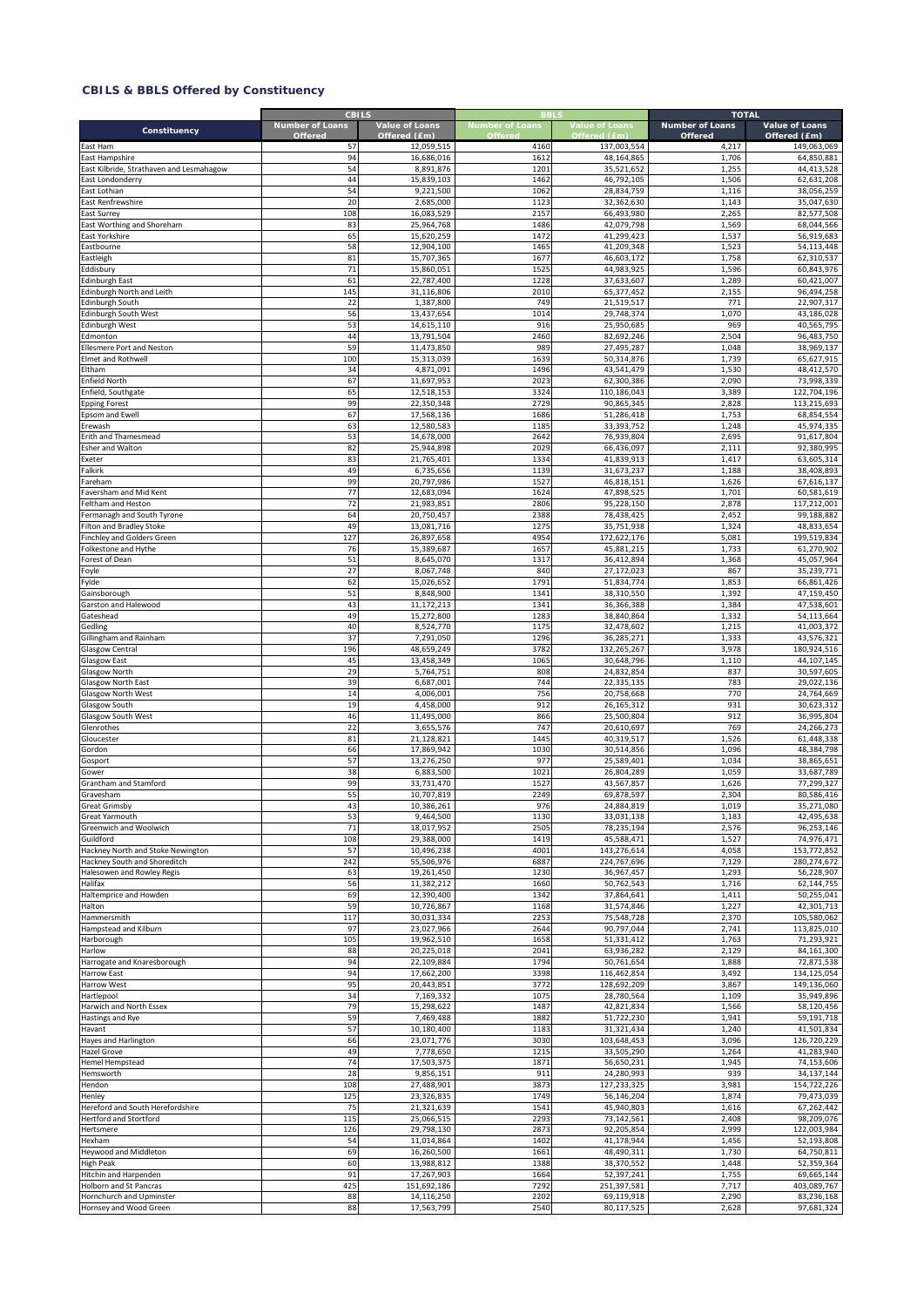## CBILS & BBLS Offered by Constituency

| Constituency | CBILS | | BBLS | | TOTAL | |
|---|---|---|---|---|---|---|
| | Number of Loans Offered | Value of Loans Offered (£m) | Number of Loans Offered | Value of Loans Offered (£m) | Number of Loans Offered | Value of Loans Offered (£m) |
| East Ham | 57 | 12,059,515 | 4160 | 137,003,554 | 4,217 | 149,063,069 |
| East Hampshire | 94 | 16,686,016 | 1612 | 48,164,865 | 1,706 | 64,850,881 |
| East Kilbride, Strathaven and Lesmahagow | 54 | 8,891,876 | 1201 | 35,521,652 | 1,255 | 44,413,528 |
| East Londonderry | 44 | 15,839,103 | 1462 | 46,792,105 | 1,506 | 62,631,208 |
| East Lothian | 54 | 9,221,500 | 1062 | 28,834,759 | 1,116 | 38,056,259 |
| East Renfrewshire | 20 | 2,685,000 | 1123 | 32,362,630 | 1,143 | 35,047,630 |
| East Surrey | 108 | 16,083,529 | 2157 | 66,493,980 | 2,265 | 82,577,508 |
| East Worthing and Shoreham | 83 | 25,964,768 | 1486 | 42,079,798 | 1,569 | 68,044,566 |
| East Yorkshire | 65 | 15,620,259 | 1472 | 41,299,423 | 1,537 | 56,919,683 |
| Eastbourne | 58 | 12,904,100 | 1465 | 41,209,348 | 1,523 | 54,113,448 |
| Eastleigh | 81 | 15,707,365 | 1677 | 46,603,172 | 1,758 | 62,310,537 |
| Eddisbury | 71 | 15,860,051 | 1525 | 44,983,925 | 1,596 | 60,843,976 |
| Edinburgh East | 61 | 22,787,400 | 1228 | 37,633,607 | 1,289 | 60,421,007 |
| Edinburgh North and Leith | 145 | 31,116,806 | 2010 | 65,377,452 | 2,155 | 96,494,258 |
| Edinburgh South | 22 | 1,387,800 | 749 | 21,519,517 | 771 | 22,907,317 |
| Edinburgh South West | 56 | 13,437,654 | 1014 | 29,748,374 | 1,070 | 43,186,028 |
| Edinburgh West | 53 | 14,615,110 | 916 | 25,950,685 | 969 | 40,565,795 |
| Edmonton | 44 | 13,791,504 | 2460 | 82,692,246 | 2,504 | 96,483,750 |
| Ellesmere Port and Neston | 59 | 11,473,850 | 989 | 27,495,287 | 1,048 | 38,969,137 |
| Elmet and Rothwell | 100 | 15,313,039 | 1639 | 50,314,876 | 1,739 | 65,627,915 |
| Eltham | 34 | 4,871,091 | 1496 | 43,541,479 | 1,530 | 48,412,570 |
| Enfield North | 67 | 11,697,953 | 2023 | 62,300,386 | 2,090 | 73,998,339 |
| Enfield, Southgate | 65 | 12,518,153 | 3324 | 110,186,043 | 3,389 | 122,704,196 |
| Epping Forest | 99 | 22,350,348 | 2729 | 90,865,345 | 2,828 | 113,215,693 |
| Epsom and Ewell | 67 | 17,568,136 | 1686 | 51,286,418 | 1,753 | 68,854,554 |
| Erewash | 63 | 12,580,583 | 1185 | 33,393,752 | 1,248 | 45,974,335 |
| Erith and Thamesmead | 53 | 14,678,000 | 2642 | 76,939,804 | 2,695 | 91,617,804 |
| Esher and Walton | 82 | 25,944,898 | 2029 | 66,436,097 | 2,111 | 92,380,995 |
| Exeter | 83 | 21,765,401 | 1334 | 41,839,913 | 1,417 | 63,605,314 |
| Falkirk | 49 | 6,735,656 | 1139 | 31,673,237 | 1,188 | 38,408,893 |
| Fareham | 99 | 20,797,986 | 1527 | 46,818,151 | 1,626 | 67,616,137 |
| Faversham and Mid Kent | 77 | 12,683,094 | 1624 | 47,898,525 | 1,701 | 60,581,619 |
| Feltham and Heston | 72 | 21,983,851 | 2806 | 95,228,150 | 2,878 | 117,212,001 |
| Fermanagh and South Tyrone | 64 | 20,750,457 | 2388 | 78,438,425 | 2,452 | 99,188,882 |
| Filton and Bradley Stoke | 49 | 13,081,716 | 1275 | 35,751,938 | 1,324 | 48,833,654 |
| Finchley and Golders Green | 127 | 26,897,658 | 4954 | 172,622,176 | 5,081 | 199,519,834 |
| Folkestone and Hythe | 76 | 15,389,687 | 1657 | 45,881,215 | 1,733 | 61,270,902 |
| Forest of Dean | 51 | 8,645,070 | 1317 | 36,412,894 | 1,368 | 45,057,964 |
| Foyle | 27 | 8,067,748 | 840 | 27,172,023 | 867 | 35,239,771 |
| Fylde | 62 | 15,026,652 | 1791 | 51,834,774 | 1,853 | 66,861,426 |
| Gainsborough | 51 | 8,848,900 | 1341 | 38,310,550 | 1,392 | 47,159,450 |
| Garston and Halewood | 43 | 11,172,213 | 1341 | 36,366,388 | 1,384 | 47,538,601 |
| Gateshead | 49 | 15,272,800 | 1283 | 38,840,864 | 1,332 | 54,113,664 |
| Gedling | 40 | 8,524,770 | 1175 | 32,478,602 | 1,215 | 41,003,372 |
| Gillingham and Rainham | 37 | 7,291,050 | 1296 | 36,285,271 | 1,333 | 43,576,321 |
| Glasgow Central | 196 | 48,659,249 | 3782 | 132,265,267 | 3,978 | 180,924,516 |
| Glasgow East | 45 | 13,458,349 | 1065 | 30,648,796 | 1,110 | 44,107,145 |
| Glasgow North | 29 | 5,764,751 | 808 | 24,832,854 | 837 | 30,597,605 |
| Glasgow North East | 39 | 6,687,001 | 744 | 22,335,135 | 783 | 29,022,136 |
| Glasgow North West | 14 | 4,006,001 | 756 | 20,758,668 | 770 | 24,764,669 |
| Glasgow South | 19 | 4,458,000 | 912 | 26,165,312 | 931 | 30,623,312 |
| Glasgow South West | 46 | 11,495,000 | 866 | 25,500,804 | 912 | 36,995,804 |
| Glenrothes | 22 | 3,655,576 | 747 | 20,610,697 | 769 | 24,266,273 |
| Gloucester | 81 | 21,128,821 | 1445 | 40,319,517 | 1,526 | 61,448,338 |
| Gordon | 66 | 17,869,942 | 1030 | 30,514,856 | 1,096 | 48,384,798 |
| Gosport | 57 | 13,276,250 | 977 | 25,589,401 | 1,034 | 38,865,651 |
| Gower | 38 | 6,883,500 | 1021 | 26,804,289 | 1,059 | 33,687,789 |
| Grantham and Stamford | 99 | 33,731,470 | 1527 | 43,567,857 | 1,626 | 77,299,327 |
| Gravesham | 55 | 10,707,819 | 2249 | 69,878,597 | 2,304 | 80,586,416 |
| Great Grimsby | 43 | 10,386,261 | 976 | 24,884,819 | 1,019 | 35,271,080 |
| Great Yarmouth | 53 | 9,464,500 | 1130 | 33,031,138 | 1,183 | 42,495,638 |
| Greenwich and Woolwich | 71 | 18,017,952 | 2505 | 78,235,194 | 2,576 | 96,253,146 |
| Guildford | 108 | 29,388,000 | 1419 | 45,588,471 | 1,527 | 74,976,471 |
| Hackney North and Stoke Newington | 57 | 10,496,238 | 4001 | 143,276,614 | 4,058 | 153,772,852 |
| Hackney South and Shoreditch | 242 | 55,506,976 | 6887 | 224,767,696 | 7,129 | 280,274,672 |
| Halesowen and Rowley Regis | 63 | 19,261,450 | 1230 | 36,967,457 | 1,293 | 56,228,907 |
| Halifax | 56 | 11,382,212 | 1660 | 50,762,543 | 1,716 | 62,144,755 |
| Haltemprice and Howden | 69 | 12,390,400 | 1342 | 37,864,641 | 1,411 | 50,255,041 |
| Halton | 59 | 10,726,867 | 1168 | 31,574,846 | 1,227 | 42,301,713 |
| Hammersmith | 117 | 30,031,334 | 2253 | 75,548,728 | 2,370 | 105,580,062 |
| Hampstead and Kilburn | 97 | 23,027,966 | 2644 | 90,797,044 | 2,741 | 113,825,010 |
| Harborough | 105 | 19,962,510 | 1658 | 51,331,412 | 1,763 | 71,293,921 |
| Harlow | 88 | 20,225,018 | 2041 | 63,936,282 | 2,129 | 84,161,300 |
| Harrogate and Knaresborough | 94 | 22,109,884 | 1794 | 50,761,654 | 1,888 | 72,871,538 |
| Harrow East | 94 | 17,662,200 | 3398 | 116,462,854 | 3,492 | 134,125,054 |
| Harrow West | 95 | 20,443,851 | 3772 | 128,692,209 | 3,867 | 149,136,060 |
| Hartlepool | 34 | 7,169,332 | 1075 | 28,780,564 | 1,109 | 35,949,896 |
| Harwich and North Essex | 79 | 15,298,622 | 1487 | 42,821,834 | 1,566 | 58,120,456 |
| Hastings and Rye | 59 | 7,469,488 | 1882 | 51,722,230 | 1,941 | 59,191,718 |
| Havant | 57 | 10,180,400 | 1183 | 31,321,434 | 1,240 | 41,501,834 |
| Hayes and Harlington | 66 | 23,071,776 | 3030 | 103,648,453 | 3,096 | 126,720,229 |
| Hazel Grove | 49 | 7,778,650 | 1215 | 33,505,290 | 1,264 | 41,283,940 |
| Hemel Hempstead | 74 | 17,503,375 | 1871 | 56,650,231 | 1,945 | 74,153,606 |
| Hemsworth | 28 | 9,856,151 | 911 | 24,280,993 | 939 | 34,137,144 |
| Hendon | 108 | 27,488,901 | 3873 | 127,233,325 | 3,981 | 154,722,226 |
| Henley | 125 | 23,326,835 | 1749 | 56,146,204 | 1,874 | 79,473,039 |
| Hereford and South Herefordshire | 75 | 21,321,639 | 1541 | 45,940,803 | 1,616 | 67,262,442 |
| Hertford and Stortford | 115 | 25,066,515 | 2293 | 73,142,561 | 2,408 | 98,209,076 |
| Hertsmere | 126 | 29,798,130 | 2873 | 92,205,854 | 2,999 | 122,003,984 |
| Hexham | 54 | 11,014,864 | 1402 | 41,178,944 | 1,456 | 52,193,808 |
| Heywood and Middleton | 69 | 16,260,500 | 1661 | 48,490,311 | 1,730 | 64,750,811 |
| High Peak | 60 | 13,988,812 | 1388 | 38,370,552 | 1,448 | 52,359,364 |
| Hitchin and Harpenden | 91 | 17,267,903 | 1664 | 52,397,241 | 1,755 | 69,665,144 |
| Holborn and St Pancras | 425 | 151,692,186 | 7292 | 251,397,581 | 7,717 | 403,089,767 |
| Hornchurch and Upminster | 88 | 14,116,250 | 2202 | 69,119,918 | 2,290 | 83,236,168 |
| Hornsey and Wood Green | 88 | 17,563,799 | 2540 | 80,117,525 | 2,628 | 97,681,324 |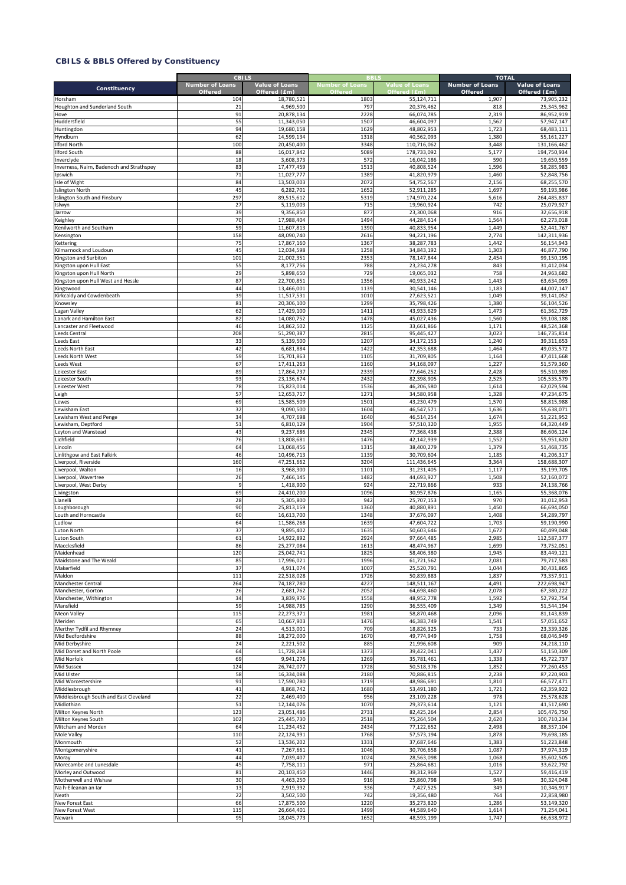## CBILS & BBLS Offered by Constituency

| Constituency | CBILS | | BBLS | | TOTAL | |
|---|---|---|---|---|---|---|
| | Number of Loans Offered | Value of Loans Offered (£m) | Number of Loans Offered | Value of Loans Offered (£m) | Number of Loans Offered | Value of Loans Offered (£m) |
| Horsham | 104 | 18,780,521 | 1803 | 55,124,711 | 1,907 | 73,905,232 |
| Houghton and Sunderland South | 21 | 4,969,500 | 797 | 20,376,462 | 818 | 25,345,962 |
| Hove | 91 | 20,878,134 | 2228 | 66,074,785 | 2,319 | 86,952,919 |
| Huddersfield | 55 | 11,343,050 | 1507 | 46,604,097 | 1,562 | 57,947,147 |
| Huntingdon | 94 | 19,680,158 | 1629 | 48,802,953 | 1,723 | 68,483,111 |
| Hyndburn | 62 | 14,599,134 | 1318 | 40,562,093 | 1,380 | 55,161,227 |
| Ilford North | 100 | 20,450,400 | 3348 | 110,716,062 | 3,448 | 131,166,462 |
| Ilford South | 88 | 16,017,842 | 5089 | 178,733,092 | 5,177 | 194,750,934 |
| Inverclyde | 18 | 3,608,373 | 572 | 16,042,186 | 590 | 19,650,559 |
| Inverness, Nairn, Badenoch and Strathspey | 83 | 17,477,459 | 1513 | 40,808,524 | 1,596 | 58,285,983 |
| Ipswich | 71 | 11,027,777 | 1389 | 41,820,979 | 1,460 | 52,848,756 |
| Isle of Wight | 84 | 13,503,003 | 2072 | 54,752,567 | 2,156 | 68,255,570 |
| Islington North | 45 | 6,282,701 | 1652 | 52,911,285 | 1,697 | 59,193,986 |
| Islington South and Finsbury | 297 | 89,515,612 | 5319 | 174,970,224 | 5,616 | 264,485,837 |
| Islwyn | 27 | 5,119,003 | 715 | 19,960,924 | 742 | 25,079,927 |
| Jarrow | 39 | 9,356,850 | 877 | 23,300,068 | 916 | 32,656,918 |
| Keighley | 70 | 17,988,404 | 1494 | 44,284,614 | 1,564 | 62,273,018 |
| Kenilworth and Southam | 59 | 11,607,813 | 1390 | 40,833,954 | 1,449 | 52,441,767 |
| Kensington | 158 | 48,090,740 | 2616 | 94,221,196 | 2,774 | 142,311,936 |
| Kettering | 75 | 17,867,160 | 1367 | 38,287,783 | 1,442 | 56,154,943 |
| Kilmarnock and Loudoun | 45 | 12,034,598 | 1258 | 34,843,192 | 1,303 | 46,877,790 |
| Kingston and Surbiton | 101 | 21,002,351 | 2353 | 78,147,844 | 2,454 | 99,150,195 |
| Kingston upon Hull East | 55 | 8,177,756 | 788 | 23,234,278 | 843 | 31,412,034 |
| Kingston upon Hull North | 29 | 5,898,650 | 729 | 19,065,032 | 758 | 24,963,682 |
| Kingston upon Hull West and Hessle | 87 | 22,700,851 | 1356 | 40,933,242 | 1,443 | 63,634,093 |
| Kingswood | 44 | 13,466,001 | 1139 | 30,541,146 | 1,183 | 44,007,147 |
| Kirkcaldy and Cowdenbeath | 39 | 11,517,531 | 1010 | 27,623,521 | 1,049 | 39,141,052 |
| Knowsley | 81 | 20,306,100 | 1299 | 35,798,426 | 1,380 | 56,104,526 |
| Lagan Valley | 62 | 17,429,100 | 1411 | 43,933,629 | 1,473 | 61,362,729 |
| Lanark and Hamilton East | 82 | 14,080,752 | 1478 | 45,027,436 | 1,560 | 59,108,188 |
| Lancaster and Fleetwood | 46 | 14,862,502 | 1125 | 33,661,866 | 1,171 | 48,524,368 |
| Leeds Central | 208 | 51,290,387 | 2815 | 95,445,427 | 3,023 | 146,735,814 |
| Leeds East | 33 | 5,139,500 | 1207 | 34,172,153 | 1,240 | 39,311,653 |
| Leeds North East | 42 | 6,681,884 | 1422 | 42,353,688 | 1,464 | 49,035,572 |
| Leeds North West | 59 | 15,701,863 | 1105 | 31,709,805 | 1,164 | 47,411,668 |
| Leeds West | 67 | 17,411,263 | 1160 | 34,168,097 | 1,227 | 51,579,360 |
| Leicester East | 89 | 17,864,737 | 2339 | 77,646,252 | 2,428 | 95,510,989 |
| Leicester South | 93 | 23,136,674 | 2432 | 82,398,905 | 2,525 | 105,535,579 |
| Leicester West | 78 | 15,823,014 | 1536 | 46,206,580 | 1,614 | 62,029,594 |
| Leigh | 57 | 12,653,717 | 1271 | 34,580,958 | 1,328 | 47,234,675 |
| Lewes | 69 | 15,585,509 | 1501 | 43,230,479 | 1,570 | 58,815,988 |
| Lewisham East | 32 | 9,090,500 | 1604 | 46,547,571 | 1,636 | 55,638,071 |
| Lewisham West and Penge | 34 | 4,707,698 | 1640 | 46,514,254 | 1,674 | 51,221,952 |
| Lewisham, Deptford | 51 | 6,810,129 | 1904 | 57,510,320 | 1,955 | 64,320,449 |
| Leyton and Wanstead | 43 | 9,237,686 | 2345 | 77,368,438 | 2,388 | 86,606,124 |
| Lichfield | 76 | 13,808,681 | 1476 | 42,142,939 | 1,552 | 55,951,620 |
| Lincoln | 64 | 13,068,456 | 1315 | 38,400,279 | 1,379 | 51,468,735 |
| Linlithgow and East Falkirk | 46 | 10,496,713 | 1139 | 30,709,604 | 1,185 | 41,206,317 |
| Liverpool, Riverside | 160 | 47,251,662 | 3204 | 111,436,645 | 3,364 | 158,688,307 |
| Liverpool, Walton | 16 | 3,968,300 | 1101 | 31,231,405 | 1,117 | 35,199,705 |
| Liverpool, Wavertree | 26 | 7,466,145 | 1482 | 44,693,927 | 1,508 | 52,160,072 |
| Liverpool, West Derby | 9 | 1,418,900 | 924 | 22,719,866 | 933 | 24,138,766 |
| Livingston | 69 | 24,410,200 | 1096 | 30,957,876 | 1,165 | 55,368,076 |
| Llanelli | 28 | 5,305,800 | 942 | 25,707,153 | 970 | 31,012,953 |
| Loughborough | 90 | 25,813,159 | 1360 | 40,880,891 | 1,450 | 66,694,050 |
| Louth and Horncastle | 60 | 16,613,700 | 1348 | 37,676,097 | 1,408 | 54,289,797 |
| Ludlow | 64 | 11,586,268 | 1639 | 47,604,722 | 1,703 | 59,190,990 |
| Luton North | 37 | 9,895,402 | 1635 | 50,603,646 | 1,672 | 60,499,048 |
| Luton South | 61 | 14,922,892 | 2924 | 97,664,485 | 2,985 | 112,587,377 |
| Macclesfield | 86 | 25,277,084 | 1613 | 48,474,967 | 1,699 | 73,752,051 |
| Maidenhead | 120 | 25,042,741 | 1825 | 58,406,380 | 1,945 | 83,449,121 |
| Maidstone and The Weald | 85 | 17,996,021 | 1996 | 61,721,562 | 2,081 | 79,717,583 |
| Makerfield | 37 | 4,911,074 | 1007 | 25,520,791 | 1,044 | 30,431,865 |
| Maldon | 111 | 22,518,028 | 1726 | 50,839,883 | 1,837 | 73,357,911 |
| Manchester Central | 264 | 74,187,780 | 4227 | 148,511,167 | 4,491 | 222,698,947 |
| Manchester, Gorton | 26 | 2,681,762 | 2052 | 64,698,460 | 2,078 | 67,380,222 |
| Manchester, Withington | 34 | 3,839,976 | 1558 | 48,952,778 | 1,592 | 52,792,754 |
| Mansfield | 59 | 14,988,785 | 1290 | 36,555,409 | 1,349 | 51,544,194 |
| Meon Valley | 115 | 22,273,371 | 1981 | 58,870,468 | 2,096 | 81,143,839 |
| Meriden | 65 | 10,667,903 | 1476 | 46,383,749 | 1,541 | 57,051,652 |
| Merthyr Tydfil and Rhymney | 24 | 4,513,001 | 709 | 18,826,325 | 733 | 23,339,326 |
| Mid Bedfordshire | 88 | 18,272,000 | 1670 | 49,774,949 | 1,758 | 68,046,949 |
| Mid Derbyshire | 24 | 2,221,502 | 885 | 21,996,608 | 909 | 24,218,110 |
| Mid Dorset and North Poole | 64 | 11,728,268 | 1373 | 39,422,041 | 1,437 | 51,150,309 |
| Mid Norfolk | 69 | 9,941,276 | 1269 | 35,781,461 | 1,338 | 45,722,737 |
| Mid Sussex | 124 | 26,742,077 | 1728 | 50,518,376 | 1,852 | 77,260,453 |
| Mid Ulster | 58 | 16,334,088 | 2180 | 70,886,815 | 2,238 | 87,220,903 |
| Mid Worcestershire | 91 | 17,590,780 | 1719 | 48,986,691 | 1,810 | 66,577,471 |
| Middlesbrough | 41 | 8,868,742 | 1680 | 53,491,180 | 1,721 | 62,359,922 |
| Middlesbrough South and East Cleveland | 22 | 2,469,400 | 956 | 23,109,228 | 978 | 25,578,628 |
| Midlothian | 51 | 12,144,076 | 1070 | 29,373,614 | 1,121 | 41,517,690 |
| Milton Keynes North | 123 | 23,051,486 | 2731 | 82,425,264 | 2,854 | 105,476,750 |
| Milton Keynes South | 102 | 25,445,730 | 2518 | 75,264,504 | 2,620 | 100,710,234 |
| Mitcham and Morden | 64 | 11,234,452 | 2434 | 77,122,652 | 2,498 | 88,357,104 |
| Mole Valley | 110 | 22,124,991 | 1768 | 57,573,194 | 1,878 | 79,698,185 |
| Monmouth | 52 | 13,536,202 | 1331 | 37,687,646 | 1,383 | 51,223,848 |
| Montgomeryshire | 41 | 7,267,661 | 1046 | 30,706,658 | 1,087 | 37,974,319 |
| Moray | 44 | 7,039,407 | 1024 | 28,563,098 | 1,068 | 35,602,505 |
| Morecambe and Lunesdale | 45 | 7,758,111 | 971 | 25,864,681 | 1,016 | 33,622,792 |
| Morley and Outwood | 81 | 20,103,450 | 1446 | 39,312,969 | 1,527 | 59,416,419 |
| Motherwell and Wishaw | 30 | 4,463,250 | 916 | 25,860,798 | 946 | 30,324,048 |
| Na h-Eileanan an Iar | 13 | 2,919,392 | 336 | 7,427,525 | 349 | 10,346,917 |
| Neath | 22 | 3,502,500 | 742 | 19,356,480 | 764 | 22,858,980 |
| New Forest East | 66 | 17,875,500 | 1220 | 35,273,820 | 1,286 | 53,149,320 |
| New Forest West | 115 | 26,664,401 | 1499 | 44,589,640 | 1,614 | 71,254,041 |
| Newark | 95 | 18,045,773 | 1652 | 48,593,199 | 1,747 | 66,638,972 |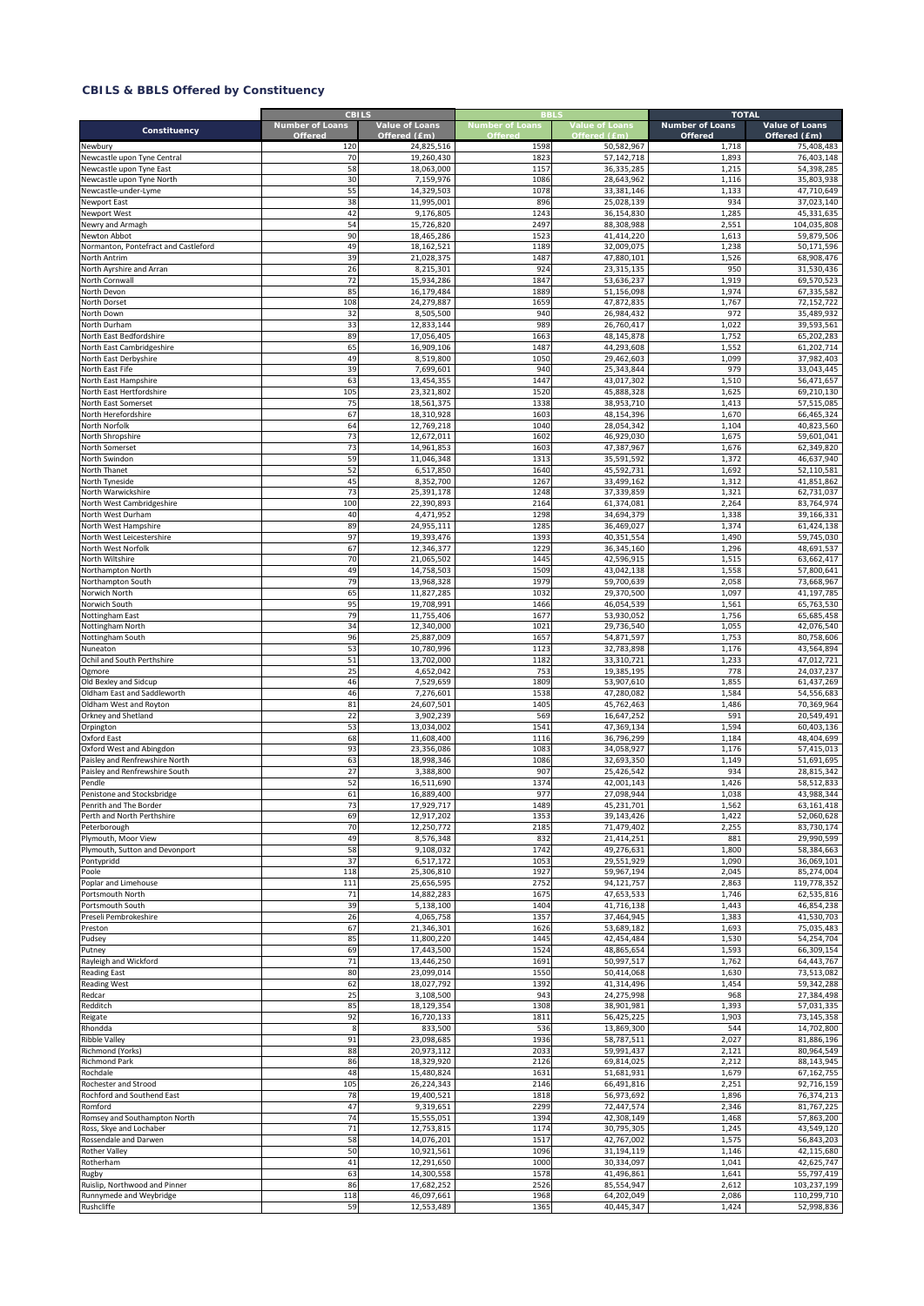### CBILS & BBLS Offered by Constituency

| Constituency | CBILS | | BBLS | | TOTAL | |
|---|---|---|---|---|---|---|
| | Number of Loans Offered | Value of Loans Offered (£m) | Number of Loans Offered | Value of Loans Offered (£m) | Number of Loans Offered | Value of Loans Offered (£m) |
| Newbury | 120 | 24,825,516 | 1598 | 50,582,967 | 1,718 | 75,408,483 |
| Newcastle upon Tyne Central | 70 | 19,260,430 | 1823 | 57,142,718 | 1,893 | 76,403,148 |
| Newcastle upon Tyne East | 58 | 18,063,000 | 1157 | 36,335,285 | 1,215 | 54,398,285 |
| Newcastle upon Tyne North | 30 | 7,159,976 | 1086 | 28,643,962 | 1,116 | 35,803,938 |
| Newcastle-under-Lyme | 55 | 14,329,503 | 1078 | 33,381,146 | 1,133 | 47,710,649 |
| Newport East | 38 | 11,995,001 | 896 | 25,028,139 | 934 | 37,023,140 |
| Newport West | 42 | 9,176,805 | 1243 | 36,154,830 | 1,285 | 45,331,635 |
| Newry and Armagh | 54 | 15,726,820 | 2497 | 88,308,988 | 2,551 | 104,035,808 |
| Newton Abbot | 90 | 18,465,286 | 1523 | 41,414,220 | 1,613 | 59,879,506 |
| Normanton, Pontefract and Castleford | 49 | 18,162,521 | 1189 | 32,009,075 | 1,238 | 50,171,596 |
| North Antrim | 39 | 21,028,375 | 1487 | 47,880,101 | 1,526 | 68,908,476 |
| North Ayrshire and Arran | 26 | 8,215,301 | 924 | 23,315,135 | 950 | 31,530,436 |
| North Cornwall | 72 | 15,934,286 | 1847 | 53,636,237 | 1,919 | 69,570,523 |
| North Devon | 85 | 16,179,484 | 1889 | 51,156,098 | 1,974 | 67,335,582 |
| North Dorset | 108 | 24,279,887 | 1659 | 47,872,835 | 1,767 | 72,152,722 |
| North Down | 32 | 8,505,500 | 940 | 26,984,432 | 972 | 35,489,932 |
| North Durham | 33 | 12,833,144 | 989 | 26,760,417 | 1,022 | 39,593,561 |
| North East Bedfordshire | 89 | 17,056,405 | 1663 | 48,145,878 | 1,752 | 65,202,283 |
| North East Cambridgeshire | 65 | 16,909,106 | 1487 | 44,293,608 | 1,552 | 61,202,714 |
| North East Derbyshire | 49 | 8,519,800 | 1050 | 29,462,603 | 1,099 | 37,982,403 |
| North East Fife | 39 | 7,699,601 | 940 | 25,343,844 | 979 | 33,043,445 |
| North East Hampshire | 63 | 13,454,355 | 1447 | 43,017,302 | 1,510 | 56,471,657 |
| North East Hertfordshire | 105 | 23,321,802 | 1520 | 45,888,328 | 1,625 | 69,210,130 |
| North East Somerset | 75 | 18,561,375 | 1338 | 38,953,710 | 1,413 | 57,515,085 |
| North Herefordshire | 67 | 18,310,928 | 1603 | 48,154,396 | 1,670 | 66,465,324 |
| North Norfolk | 64 | 12,769,218 | 1040 | 28,054,342 | 1,104 | 40,823,560 |
| North Shropshire | 73 | 12,672,011 | 1602 | 46,929,030 | 1,675 | 59,601,041 |
| North Somerset | 73 | 14,961,853 | 1603 | 47,387,967 | 1,676 | 62,349,820 |
| North Swindon | 59 | 11,046,348 | 1313 | 35,591,592 | 1,372 | 46,637,940 |
| North Thanet | 52 | 6,517,850 | 1640 | 45,592,731 | 1,692 | 52,110,581 |
| North Tyneside | 45 | 8,352,700 | 1267 | 33,499,162 | 1,312 | 41,851,862 |
| North Warwickshire | 73 | 25,391,178 | 1248 | 37,339,859 | 1,321 | 62,731,037 |
| North West Cambridgeshire | 100 | 22,390,893 | 2164 | 61,374,081 | 2,264 | 83,764,974 |
| North West Durham | 40 | 4,471,952 | 1298 | 34,694,379 | 1,338 | 39,166,331 |
| North West Hampshire | 89 | 24,955,111 | 1285 | 36,469,027 | 1,374 | 61,424,138 |
| North West Leicestershire | 97 | 19,393,476 | 1393 | 40,351,554 | 1,490 | 59,745,030 |
| North West Norfolk | 67 | 12,346,377 | 1229 | 36,345,160 | 1,296 | 48,691,537 |
| North Wiltshire | 70 | 21,065,502 | 1445 | 42,596,915 | 1,515 | 63,662,417 |
| Northampton North | 49 | 14,758,503 | 1509 | 43,042,138 | 1,558 | 57,800,641 |
| Northampton South | 79 | 13,968,328 | 1979 | 59,700,639 | 2,058 | 73,668,967 |
| Norwich North | 65 | 11,827,285 | 1032 | 29,370,500 | 1,097 | 41,197,785 |
| Norwich South | 95 | 19,708,991 | 1466 | 46,054,539 | 1,561 | 65,763,530 |
| Nottingham East | 79 | 11,755,406 | 1677 | 53,930,052 | 1,756 | 65,685,458 |
| Nottingham North | 34 | 12,340,000 | 1021 | 29,736,540 | 1,055 | 42,076,540 |
| Nottingham South | 96 | 25,887,009 | 1657 | 54,871,597 | 1,753 | 80,758,606 |
| Nuneaton | 53 | 10,780,996 | 1123 | 32,783,898 | 1,176 | 43,564,894 |
| Ochil and South Perthshire | 51 | 13,702,000 | 1182 | 33,310,721 | 1,233 | 47,012,721 |
| Ogmore | 25 | 4,652,042 | 753 | 19,385,195 | 778 | 24,037,237 |
| Old Bexley and Sidcup | 46 | 7,529,659 | 1809 | 53,907,610 | 1,855 | 61,437,269 |
| Oldham East and Saddleworth | 46 | 7,276,601 | 1538 | 47,280,082 | 1,584 | 54,556,683 |
| Oldham West and Royton | 81 | 24,607,501 | 1405 | 45,762,463 | 1,486 | 70,369,964 |
| Orkney and Shetland | 22 | 3,902,239 | 569 | 16,647,252 | 591 | 20,549,491 |
| Orpington | 53 | 13,034,002 | 1541 | 47,369,134 | 1,594 | 60,403,136 |
| Oxford East | 68 | 11,608,400 | 1116 | 36,796,299 | 1,184 | 48,404,699 |
| Oxford West and Abingdon | 93 | 23,356,086 | 1083 | 34,058,927 | 1,176 | 57,415,013 |
| Paisley and Renfrewshire North | 63 | 18,998,346 | 1086 | 32,693,350 | 1,149 | 51,691,695 |
| Paisley and Renfrewshire South | 27 | 3,388,800 | 907 | 25,426,542 | 934 | 28,815,342 |
| Pendle | 52 | 16,511,690 | 1374 | 42,001,143 | 1,426 | 58,512,833 |
| Penistone and Stocksbridge | 61 | 16,889,400 | 977 | 27,098,944 | 1,038 | 43,988,344 |
| Penrith and The Border | 73 | 17,929,717 | 1489 | 45,231,701 | 1,562 | 63,161,418 |
| Perth and North Perthshire | 69 | 12,917,202 | 1353 | 39,143,426 | 1,422 | 52,060,628 |
| Peterborough | 70 | 12,250,772 | 2185 | 71,479,402 | 2,255 | 83,730,174 |
| Plymouth, Moor View | 49 | 8,576,348 | 832 | 21,414,251 | 881 | 29,990,599 |
| Plymouth, Sutton and Devonport | 58 | 9,108,032 | 1742 | 49,276,631 | 1,800 | 58,384,663 |
| Pontypridd | 37 | 6,517,172 | 1053 | 29,551,929 | 1,090 | 36,069,101 |
| Poole | 118 | 25,306,810 | 1927 | 59,967,194 | 2,045 | 85,274,004 |
| Poplar and Limehouse | 111 | 25,656,595 | 2752 | 94,121,757 | 2,863 | 119,778,352 |
| Portsmouth North | 71 | 14,882,283 | 1675 | 47,653,533 | 1,746 | 62,535,816 |
| Portsmouth South | 39 | 5,138,100 | 1404 | 41,716,138 | 1,443 | 46,854,238 |
| Preseli Pembrokeshire | 26 | 4,065,758 | 1357 | 37,464,945 | 1,383 | 41,530,703 |
| Preston | 67 | 21,346,301 | 1626 | 53,689,182 | 1,693 | 75,035,483 |
| Pudsey | 85 | 11,800,220 | 1445 | 42,454,484 | 1,530 | 54,254,704 |
| Putney | 69 | 17,443,500 | 1524 | 48,865,654 | 1,593 | 66,309,154 |
| Rayleigh and Wickford | 71 | 13,446,250 | 1691 | 50,997,517 | 1,762 | 64,443,767 |
| Reading East | 80 | 23,099,014 | 1550 | 50,414,068 | 1,630 | 73,513,082 |
| Reading West | 62 | 18,027,792 | 1392 | 41,314,496 | 1,454 | 59,342,288 |
| Redcar | 25 | 3,108,500 | 943 | 24,275,998 | 968 | 27,384,498 |
| Redditch | 85 | 18,129,354 | 1308 | 38,901,981 | 1,393 | 57,031,335 |
| Reigate | 92 | 16,720,133 | 1811 | 56,425,225 | 1,903 | 73,145,358 |
| Rhondda | 8 | 833,500 | 536 | 13,869,300 | 544 | 14,702,800 |
| Ribble Valley | 91 | 23,098,685 | 1936 | 58,787,511 | 2,027 | 81,886,196 |
| Richmond (Yorks) | 88 | 20,973,112 | 2033 | 59,991,437 | 2,121 | 80,964,549 |
| Richmond Park | 86 | 18,329,920 | 2126 | 69,814,025 | 2,212 | 88,143,945 |
| Rochdale | 48 | 15,480,824 | 1631 | 51,681,931 | 1,679 | 67,162,755 |
| Rochester and Strood | 105 | 26,224,343 | 2146 | 66,491,816 | 2,251 | 92,716,159 |
| Rochford and Southend East | 78 | 19,400,521 | 1818 | 56,973,692 | 1,896 | 76,374,213 |
| Romford | 47 | 9,319,651 | 2299 | 72,447,574 | 2,346 | 81,767,225 |
| Romsey and Southampton North | 74 | 15,555,051 | 1394 | 42,308,149 | 1,468 | 57,863,200 |
| Ross, Skye and Lochaber | 71 | 12,753,815 | 1174 | 30,795,305 | 1,245 | 43,549,120 |
| Rossendale and Darwen | 58 | 14,076,201 | 1517 | 42,767,002 | 1,575 | 56,843,203 |
| Rother Valley | 50 | 10,921,561 | 1096 | 31,194,119 | 1,146 | 42,115,680 |
| Rotherham | 41 | 12,291,650 | 1000 | 30,334,097 | 1,041 | 42,625,747 |
| Rugby | 63 | 14,300,558 | 1578 | 41,496,861 | 1,641 | 55,797,419 |
| Ruislip, Northwood and Pinner | 86 | 17,682,252 | 2526 | 85,554,947 | 2,612 | 103,237,199 |
| Runnymede and Weybridge | 118 | 46,097,661 | 1968 | 64,202,049 | 2,086 | 110,299,710 |
| Rushcliffe | 59 | 12,553,489 | 1365 | 40,445,347 | 1,424 | 52,998,836 |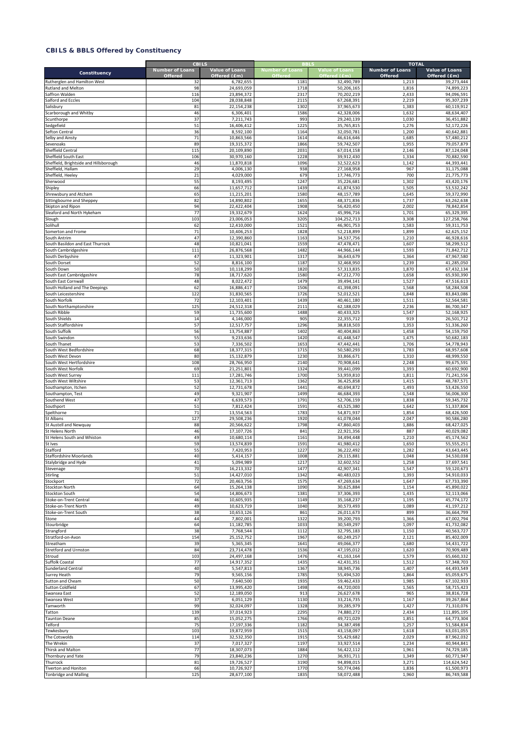## CBILS & BBLS Offered by Constituency

| Constituency | CBILS | | BBLS | | TOTAL | |
|---|---|---|---|---|---|---|
| | Number of Loans Offered | Value of Loans Offered (£m) | Number of Loans Offered | Value of Loans Offered (£m) | Number of Loans Offered | Value of Loans Offered (£m) |
| Rutherglen and Hamilton West | 32 | 6,782,655 | 1181 | 32,490,789 | 1,213 | 39,273,444 |
| Rutland and Melton | 98 | 24,693,059 | 1718 | 50,206,165 | 1,816 | 74,899,223 |
| Saffron Walden | 116 | 23,894,372 | 2317 | 70,202,219 | 2,433 | 94,096,591 |
| Salford and Eccles | 104 | 28,038,848 | 2115 | 67,268,391 | 2,219 | 95,307,239 |
| Salisbury | 81 | 22,154,238 | 1302 | 37,965,673 | 1,383 | 60,119,912 |
| Scarborough and Whitby | 46 | 6,306,401 | 1586 | 42,328,006 | 1,632 | 48,634,407 |
| Scunthorpe | 37 | 7,211,743 | 993 | 29,240,139 | 1,030 | 36,451,882 |
| Sedgefield | 51 | 16,406,412 | 1225 | 35,765,815 | 1,276 | 52,172,226 |
| Sefton Central | 36 | 8,592,100 | 1164 | 32,050,781 | 1,200 | 40,642,881 |
| Selby and Ainsty | 71 | 10,863,566 | 1614 | 46,616,646 | 1,685 | 57,480,212 |
| Sevenoaks | 89 | 19,315,372 | 1866 | 59,742,507 | 1,955 | 79,057,879 |
| Sheffield Central | 115 | 20,109,890 | 2031 | 67,014,158 | 2,146 | 87,124,048 |
| Sheffield South East | 106 | 30,970,160 | 1228 | 39,912,430 | 1,334 | 70,882,590 |
| Sheffield, Brightside and Hillsborough | 46 | 11,870,818 | 1096 | 32,522,623 | 1,142 | 44,393,441 |
| Sheffield, Hallam | 29 | 4,006,130 | 938 | 27,168,958 | 967 | 31,175,088 |
| Sheffield, Heeley | 21 | 4,029,000 | 679 | 17,746,773 | 700 | 21,775,773 |
| Sherwood | 55 | 8,193,495 | 1247 | 35,226,681 | 1,302 | 43,420,176 |
| Shipley | 66 | 11,657,712 | 1439 | 41,874,530 | 1,505 | 53,532,242 |
| Shrewsbury and Atcham | 65 | 11,215,201 | 1580 | 48,157,789 | 1,645 | 59,372,990 |
| Sittingbourne and Sheppey | 82 | 14,890,802 | 1655 | 48,371,836 | 1,737 | 63,262,638 |
| Skipton and Ripon | 94 | 22,422,404 | 1908 | 56,420,450 | 2,002 | 78,842,854 |
| Sleaford and North Hykeham | 77 | 19,332,679 | 1624 | 45,996,716 | 1,701 | 65,329,395 |
| Slough | 103 | 23,006,053 | 3205 | 104,252,713 | 3,308 | 127,258,766 |
| Solihull | 62 | 12,410,000 | 1521 | 46,901,753 | 1,583 | 59,311,753 |
| Somerton and Frome | 71 | 10,406,253 | 1828 | 52,218,899 | 1,899 | 62,625,152 |
| South Antrim | 47 | 12,390,860 | 1163 | 34,537,756 | 1,210 | 46,928,616 |
| South Basildon and East Thurrock | 48 | 10,821,041 | 1559 | 47,478,471 | 1,607 | 58,299,512 |
| South Cambridgeshire | 111 | 26,876,568 | 1482 | 44,966,144 | 1,593 | 71,842,712 |
| South Derbyshire | 47 | 11,323,901 | 1317 | 36,643,679 | 1,364 | 47,967,580 |
| South Dorset | 52 | 8,816,100 | 1187 | 32,468,950 | 1,239 | 41,285,050 |
| South Down | 50 | 10,118,299 | 1820 | 57,313,835 | 1,870 | 67,432,134 |
| South East Cambridgeshire | 78 | 18,717,620 | 1580 | 47,212,770 | 1,658 | 65,930,390 |
| South East Cornwall | 48 | 8,022,472 | 1479 | 39,494,141 | 1,527 | 47,516,613 |
| South Holland and The Deepings | 62 | 16,886,417 | 1506 | 41,398,091 | 1,568 | 58,284,508 |
| South Leicestershire | 122 | 31,830,565 | 1726 | 52,012,521 | 1,848 | 83,843,086 |
| South Norfolk | 72 | 12,103,401 | 1439 | 40,461,180 | 1,511 | 52,564,581 |
| South Northamptonshire | 125 | 24,512,318 | 2111 | 62,188,029 | 2,236 | 86,700,347 |
| South Ribble | 59 | 11,735,600 | 1488 | 40,433,325 | 1,547 | 52,168,925 |
| South Shields | 14 | 4,146,000 | 905 | 22,355,712 | 919 | 26,501,712 |
| South Staffordshire | 57 | 12,517,757 | 1296 | 38,818,503 | 1,353 | 51,336,260 |
| South Suffolk | 56 | 13,754,887 | 1402 | 40,404,863 | 1,458 | 54,159,750 |
| South Swindon | 55 | 9,233,636 | 1420 | 41,448,547 | 1,475 | 50,682,183 |
| South Thanet | 53 | 7,336,502 | 1653 | 47,442,441 | 1,706 | 54,778,943 |
| South West Bedfordshire | 68 | 18,377,315 | 1715 | 50,580,293 | 1,783 | 68,957,608 |
| South West Devon | 80 | 15,132,879 | 1230 | 33,866,671 | 1,310 | 48,999,550 |
| South West Hertfordshire | 108 | 28,766,950 | 2140 | 70,908,641 | 2,248 | 99,675,591 |
| South West Norfolk | 69 | 21,251,801 | 1324 | 39,441,099 | 1,393 | 60,692,900 |
| South West Surrey | 111 | 17,281,746 | 1700 | 53,959,810 | 1,811 | 71,241,556 |
| South West Wiltshire | 53 | 12,361,713 | 1362 | 36,425,858 | 1,415 | 48,787,571 |
| Southampton, Itchen | 52 | 12,731,678 | 1441 | 40,694,872 | 1,493 | 53,426,550 |
| Southampton, Test | 49 | 9,321,907 | 1499 | 46,684,393 | 1,548 | 56,006,300 |
| Southend West | 47 | 6,639,573 | 1791 | 52,706,159 | 1,838 | 59,345,732 |
| Southport | 51 | 7,812,424 | 1591 | 43,525,380 | 1,642 | 51,337,804 |
| Spelthorne | 71 | 13,554,563 | 1783 | 54,871,937 | 1,854 | 68,426,500 |
| St Albans | 127 | 29,508,236 | 1920 | 61,078,044 | 2,047 | 90,586,280 |
| St Austell and Newquay | 88 | 20,566,622 | 1798 | 47,860,403 | 1,886 | 68,427,025 |
| St Helens North | 46 | 17,107,726 | 841 | 22,921,356 | 887 | 40,029,082 |
| St Helens South and Whiston | 49 | 10,680,114 | 1161 | 34,494,448 | 1,210 | 45,174,562 |
| St Ives | 59 | 13,574,839 | 1591 | 41,980,412 | 1,650 | 55,555,251 |
| Stafford | 55 | 7,420,953 | 1227 | 36,222,492 | 1,282 | 43,643,445 |
| Staffordshire Moorlands | 40 | 5,414,157 | 1008 | 29,115,881 | 1,048 | 34,530,038 |
| Stalybridge and Hyde | 41 | 5,094,989 | 1217 | 32,602,552 | 1,258 | 37,697,541 |
| Stevenage | 70 | 16,213,332 | 1477 | 42,907,341 | 1,547 | 59,120,673 |
| Stirling | 51 | 14,427,010 | 1342 | 40,483,023 | 1,393 | 54,910,033 |
| Stockport | 72 | 20,463,756 | 1575 | 47,269,634 | 1,647 | 67,733,390 |
| Stockton North | 64 | 15,264,138 | 1090 | 30,625,884 | 1,154 | 45,890,022 |
| Stockton South | 54 | 14,806,673 | 1381 | 37,306,393 | 1,435 | 52,113,066 |
| Stoke-on-Trent Central | 46 | 10,605,935 | 1149 | 35,168,237 | 1,195 | 45,774,172 |
| Stoke-on-Trent North | 49 | 10,623,719 | 1040 | 30,573,493 | 1,089 | 41,197,212 |
| Stoke-on-Trent South | 38 | 10,653,126 | 861 | 26,011,673 | 899 | 36,664,799 |
| Stone | 44 | 7,802,001 | 1322 | 39,200,793 | 1,366 | 47,002,794 |
| Stourbridge | 64 | 11,182,785 | 1033 | 30,549,297 | 1,097 | 41,732,082 |
| Strangford | 38 | 7,768,544 | 1112 | 32,795,183 | 1,150 | 40,563,727 |
| Stratford-on-Avon | 154 | 25,152,752 | 1967 | 60,249,257 | 2,121 | 85,402,009 |
| Streatham | 39 | 5,365,345 | 1641 | 49,066,377 | 1,680 | 54,431,722 |
| Stretford and Urmston | 84 | 23,714,478 | 1536 | 47,195,012 | 1,620 | 70,909,489 |
| Stroud | 103 | 24,497,168 | 1476 | 41,163,164 | 1,579 | 65,660,332 |
| Suffolk Coastal | 77 | 14,917,352 | 1435 | 42,431,351 | 1,512 | 57,348,703 |
| Sunderland Central | 40 | 5,547,813 | 1367 | 38,945,736 | 1,407 | 44,493,549 |
| Surrey Heath | 79 | 9,565,156 | 1785 | 55,494,520 | 1,864 | 65,059,675 |
| Sutton and Cheam | 50 | 7,640,500 | 1935 | 59,462,433 | 1,985 | 67,102,933 |
| Sutton Coldfield | 67 | 13,995,420 | 1498 | 44,720,003 | 1,565 | 58,715,423 |
| Swansea East | 52 | 12,189,050 | 913 | 26,627,678 | 965 | 38,816,728 |
| Swansea West | 37 | 6,051,129 | 1130 | 33,216,735 | 1,167 | 39,267,864 |
| Tamworth | 99 | 32,024,097 | 1328 | 39,285,979 | 1,427 | 71,310,076 |
| Tatton | 139 | 37,014,923 | 2295 | 74,880,272 | 2,434 | 111,895,195 |
| Taunton Deane | 85 | 15,052,275 | 1766 | 49,721,029 | 1,851 | 64,773,304 |
| Telford | 75 | 17,197,336 | 1182 | 34,387,498 | 1,257 | 51,584,834 |
| Tewkesbury | 103 | 19,872,959 | 1515 | 43,158,097 | 1,618 | 63,031,055 |
| The Cotswolds | 114 | 32,532,350 | 1915 | 55,429,682 | 2,029 | 87,962,032 |
| The Wrekin | 37 | 7,017,327 | 1197 | 33,927,514 | 1,234 | 40,944,841 |
| Thirsk and Malton | 77 | 18,307,073 | 1884 | 56,422,112 | 1,961 | 74,729,185 |
| Thornbury and Yate | 79 | 23,840,236 | 1270 | 36,931,711 | 1,349 | 60,771,947 |
| Thurrock | 81 | 19,726,527 | 3190 | 94,898,015 | 3,271 | 114,624,542 |
| Tiverton and Honiton | 66 | 10,726,927 | 1770 | 50,774,046 | 1,836 | 61,500,973 |
| Tonbridge and Malling | 125 | 28,677,100 | 1835 | 58,072,488 | 1,960 | 86,749,588 |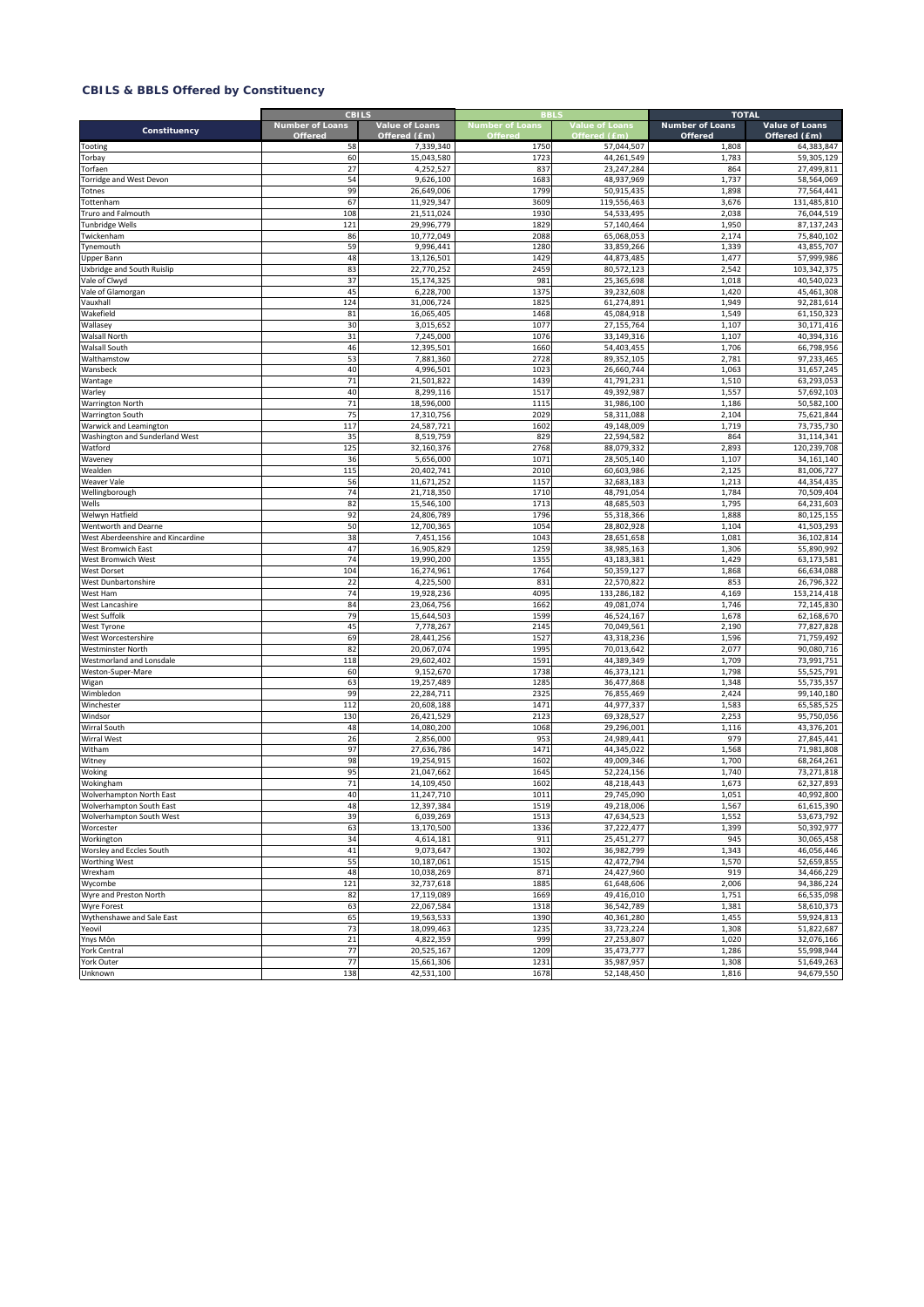## CBILS & BBLS Offered by Constituency

| Constituency | CBILS | | BBLS | | TOTAL | |
|---|---|---|---|---|---|---|
| | Number of Loans Offered | Value of Loans Offered (£m) | Number of Loans Offered | Value of Loans Offered (£m) | Number of Loans Offered | Value of Loans Offered (£m) |
| Tooting | 58 | 7,339,340 | 1750 | 57,044,507 | 1,808 | 64,383,847 |
| Torbay | 60 | 15,043,580 | 1723 | 44,261,549 | 1,783 | 59,305,129 |
| Torfaen | 27 | 4,252,527 | 837 | 23,247,284 | 864 | 27,499,811 |
| Torridge and West Devon | 54 | 9,626,100 | 1683 | 48,937,969 | 1,737 | 58,564,069 |
| Totnes | 99 | 26,649,006 | 1799 | 50,915,435 | 1,898 | 77,564,441 |
| Tottenham | 67 | 11,929,347 | 3609 | 119,556,463 | 3,676 | 131,485,810 |
| Truro and Falmouth | 108 | 21,511,024 | 1930 | 54,533,495 | 2,038 | 76,044,519 |
| Tunbridge Wells | 121 | 29,996,779 | 1829 | 57,140,464 | 1,950 | 87,137,243 |
| Twickenham | 86 | 10,772,049 | 2088 | 65,068,053 | 2,174 | 75,840,102 |
| Tynemouth | 59 | 9,996,441 | 1280 | 33,859,266 | 1,339 | 43,855,707 |
| Upper Bann | 48 | 13,126,501 | 1429 | 44,873,485 | 1,477 | 57,999,986 |
| Uxbridge and South Ruislip | 83 | 22,770,252 | 2459 | 80,572,123 | 2,542 | 103,342,375 |
| Vale of Clwyd | 37 | 15,174,325 | 981 | 25,365,698 | 1,018 | 40,540,023 |
| Vale of Glamorgan | 45 | 6,228,700 | 1375 | 39,232,608 | 1,420 | 45,461,308 |
| Vauxhall | 124 | 31,006,724 | 1825 | 61,274,891 | 1,949 | 92,281,614 |
| Wakefield | 81 | 16,065,405 | 1468 | 45,084,918 | 1,549 | 61,150,323 |
| Wallasey | 30 | 3,015,652 | 1077 | 27,155,764 | 1,107 | 30,171,416 |
| Walsall North | 31 | 7,245,000 | 1076 | 33,149,316 | 1,107 | 40,394,316 |
| Walsall South | 46 | 12,395,501 | 1660 | 54,403,455 | 1,706 | 66,798,956 |
| Walthamstow | 53 | 7,881,360 | 2728 | 89,352,105 | 2,781 | 97,233,465 |
| Wansbeck | 40 | 4,996,501 | 1023 | 26,660,744 | 1,063 | 31,657,245 |
| Wantage | 71 | 21,501,822 | 1439 | 41,791,231 | 1,510 | 63,293,053 |
| Warley | 40 | 8,299,116 | 1517 | 49,392,987 | 1,557 | 57,692,103 |
| Warrington North | 71 | 18,596,000 | 1115 | 31,986,100 | 1,186 | 50,582,100 |
| Warrington South | 75 | 17,310,756 | 2029 | 58,311,088 | 2,104 | 75,621,844 |
| Warwick and Leamington | 117 | 24,587,721 | 1602 | 49,148,009 | 1,719 | 73,735,730 |
| Washington and Sunderland West | 35 | 8,519,759 | 829 | 22,594,582 | 864 | 31,114,341 |
| Watford | 125 | 32,160,376 | 2768 | 88,079,332 | 2,893 | 120,239,708 |
| Waveney | 36 | 5,656,000 | 1071 | 28,505,140 | 1,107 | 34,161,140 |
| Wealden | 115 | 20,402,741 | 2010 | 60,603,986 | 2,125 | 81,006,727 |
| Weaver Vale | 56 | 11,671,252 | 1157 | 32,683,183 | 1,213 | 44,354,435 |
| Wellingborough | 74 | 21,718,350 | 1710 | 48,791,054 | 1,784 | 70,509,404 |
| Wells | 82 | 15,546,100 | 1713 | 48,685,503 | 1,795 | 64,231,603 |
| Welwyn Hatfield | 92 | 24,806,789 | 1796 | 55,318,366 | 1,888 | 80,125,155 |
| Wentworth and Dearne | 50 | 12,700,365 | 1054 | 28,802,928 | 1,104 | 41,503,293 |
| West Aberdeenshire and Kincardine | 38 | 7,451,156 | 1043 | 28,651,658 | 1,081 | 36,102,814 |
| West Bromwich East | 47 | 16,905,829 | 1259 | 38,985,163 | 1,306 | 55,890,992 |
| West Bromwich West | 74 | 19,990,200 | 1355 | 43,183,381 | 1,429 | 63,173,581 |
| West Dorset | 104 | 16,274,961 | 1764 | 50,359,127 | 1,868 | 66,634,088 |
| West Dunbartonshire | 22 | 4,225,500 | 831 | 22,570,822 | 853 | 26,796,322 |
| West Ham | 74 | 19,928,236 | 4095 | 133,286,182 | 4,169 | 153,214,418 |
| West Lancashire | 84 | 23,064,756 | 1662 | 49,081,074 | 1,746 | 72,145,830 |
| West Suffolk | 79 | 15,644,503 | 1599 | 46,524,167 | 1,678 | 62,168,670 |
| West Tyrone | 45 | 7,778,267 | 2145 | 70,049,561 | 2,190 | 77,827,828 |
| West Worcestershire | 69 | 28,441,256 | 1527 | 43,318,236 | 1,596 | 71,759,492 |
| Westminster North | 82 | 20,067,074 | 1995 | 70,013,642 | 2,077 | 90,080,716 |
| Westmorland and Lonsdale | 118 | 29,602,402 | 1591 | 44,389,349 | 1,709 | 73,991,751 |
| Weston-Super-Mare | 60 | 9,152,670 | 1738 | 46,373,121 | 1,798 | 55,525,791 |
| Wigan | 63 | 19,257,489 | 1285 | 36,477,868 | 1,348 | 55,735,357 |
| Wimbledon | 99 | 22,284,711 | 2325 | 76,855,469 | 2,424 | 99,140,180 |
| Winchester | 112 | 20,608,188 | 1471 | 44,977,337 | 1,583 | 65,585,525 |
| Windsor | 130 | 26,421,529 | 2123 | 69,328,527 | 2,253 | 95,750,056 |
| Wirral South | 48 | 14,080,200 | 1068 | 29,296,001 | 1,116 | 43,376,201 |
| Wirral West | 26 | 2,856,000 | 953 | 24,989,441 | 979 | 27,845,441 |
| Witham | 97 | 27,636,786 | 1471 | 44,345,022 | 1,568 | 71,981,808 |
| Witney | 98 | 19,254,915 | 1602 | 49,009,346 | 1,700 | 68,264,261 |
| Woking | 95 | 21,047,662 | 1645 | 52,224,156 | 1,740 | 73,271,818 |
| Wokingham | 71 | 14,109,450 | 1602 | 48,218,443 | 1,673 | 62,327,893 |
| Wolverhampton North East | 40 | 11,247,710 | 1011 | 29,745,090 | 1,051 | 40,992,800 |
| Wolverhampton South East | 48 | 12,397,384 | 1519 | 49,218,006 | 1,567 | 61,615,390 |
| Wolverhampton South West | 39 | 6,039,269 | 1513 | 47,634,523 | 1,552 | 53,673,792 |
| Worcester | 63 | 13,170,500 | 1336 | 37,222,477 | 1,399 | 50,392,977 |
| Workington | 34 | 4,614,181 | 911 | 25,451,277 | 945 | 30,065,458 |
| Worsley and Eccles South | 41 | 9,073,647 | 1302 | 36,982,799 | 1,343 | 46,056,446 |
| Worthing West | 55 | 10,187,061 | 1515 | 42,472,794 | 1,570 | 52,659,855 |
| Wrexham | 48 | 10,038,269 | 871 | 24,427,960 | 919 | 34,466,229 |
| Wycombe | 121 | 32,737,618 | 1885 | 61,648,606 | 2,006 | 94,386,224 |
| Wyre and Preston North | 82 | 17,119,089 | 1669 | 49,416,010 | 1,751 | 66,535,098 |
| Wyre Forest | 63 | 22,067,584 | 1318 | 36,542,789 | 1,381 | 58,610,373 |
| Wythenshawe and Sale East | 65 | 19,563,533 | 1390 | 40,361,280 | 1,455 | 59,924,813 |
| Yeovil | 73 | 18,099,463 | 1235 | 33,723,224 | 1,308 | 51,822,687 |
| Ynys Môn | 21 | 4,822,359 | 999 | 27,253,807 | 1,020 | 32,076,166 |
| York Central | 77 | 20,525,167 | 1209 | 35,473,777 | 1,286 | 55,998,944 |
| York Outer | 77 | 15,661,306 | 1231 | 35,987,957 | 1,308 | 51,649,263 |
| Unknown | 138 | 42,531,100 | 1678 | 52,148,450 | 1,816 | 94,679,550 |